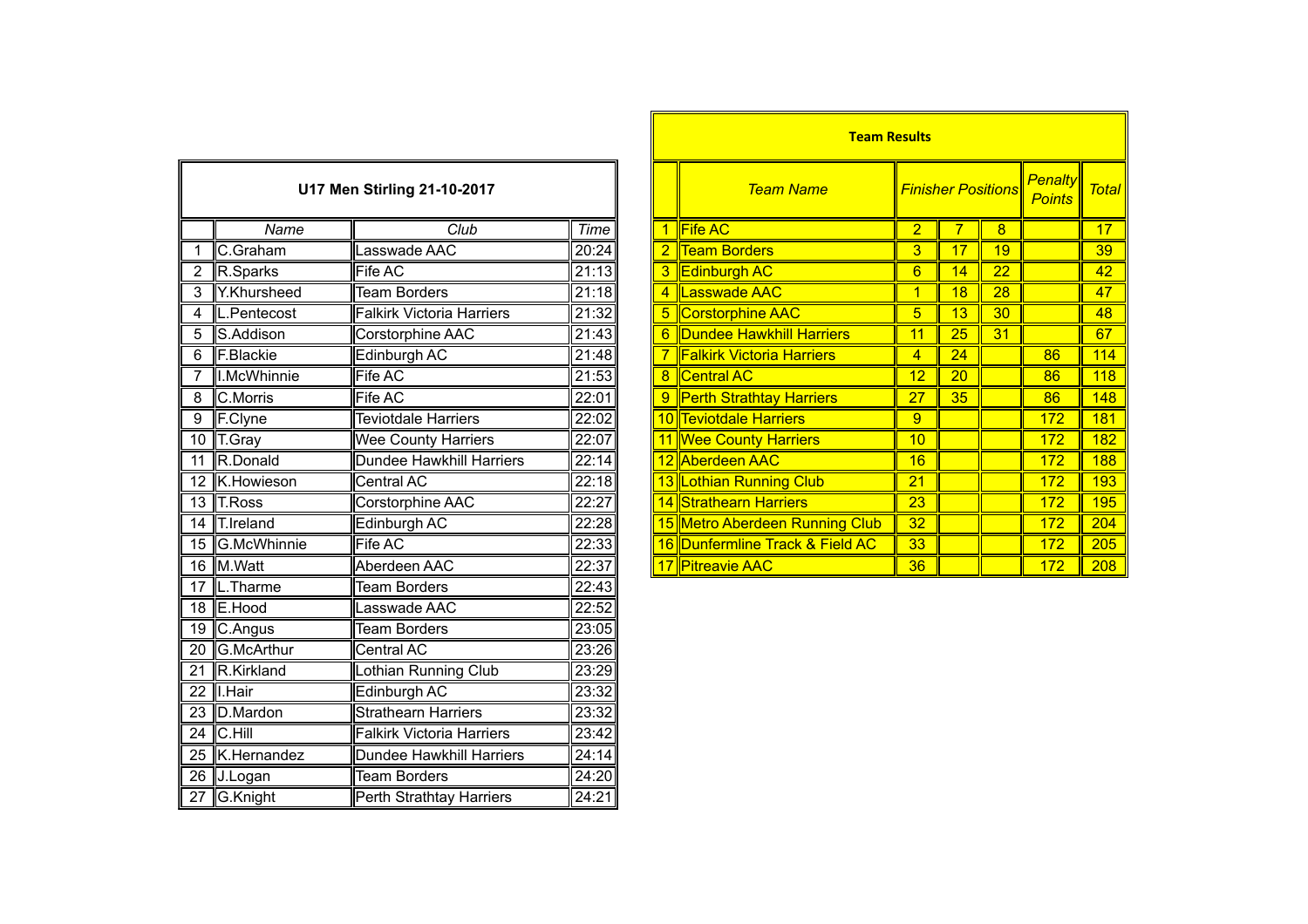## U17 Men Stirling 21-10-2017

| | Name | Club | Time |
|---|---|---|---|
| 1 | C.Graham | Lasswade AAC | 20:24 |
| 2 | R.Sparks | Fife AC | 21:13 |
| 3 | Y.Khursheed | Team Borders | 21:18 |
| 4 | L.Pentecost | Falkirk Victoria Harriers | 21:32 |
| 5 | S.Addison | Corstorphine AAC | 21:43 |
| 6 | F.Blackie | Edinburgh AC | 21:48 |
| 7 | I.McWhinnie | Fife AC | 21:53 |
| 8 | C.Morris | Fife AC | 22:01 |
| 9 | F.Clyne | Teviotdale Harriers | 22:02 |
| 10 | T.Gray | Wee County Harriers | 22:07 |
| 11 | R.Donald | Dundee Hawkhill Harriers | 22:14 |
| 12 | K.Howieson | Central AC | 22:18 |
| 13 | T.Ross | Corstorphine AAC | 22:27 |
| 14 | T.Ireland | Edinburgh AC | 22:28 |
| 15 | G.McWhinnie | Fife AC | 22:33 |
| 16 | M.Watt | Aberdeen AAC | 22:37 |
| 17 | L.Tharme | Team Borders | 22:43 |
| 18 | E.Hood | Lasswade AAC | 22:52 |
| 19 | C.Angus | Team Borders | 23:05 |
| 20 | G.McArthur | Central AC | 23:26 |
| 21 | R.Kirkland | Lothian Running Club | 23:29 |
| 22 | I.Hair | Edinburgh AC | 23:32 |
| 23 | D.Mardon | Strathearn Harriers | 23:32 |
| 24 | C.Hill | Falkirk Victoria Harriers | 23:42 |
| 25 | K.Hernandez | Dundee Hawkhill Harriers | 24:14 |
| 26 | J.Logan | Team Borders | 24:20 |
| 27 | G.Knight | Perth Strathtay Harriers | 24:21 |

## Team Results

| | Team Name | Finisher Positions | | | Penalty Points | Total |
|---|---|---|---|---|---|---|
| 1 | Fife AC | 2 | 7 | 8 | | 17 |
| 2 | Team Borders | 3 | 17 | 19 | | 39 |
| 3 | Edinburgh AC | 6 | 14 | 22 | | 42 |
| 4 | Lasswade AAC | 1 | 18 | 28 | | 47 |
| 5 | Corstorphine AAC | 5 | 13 | 30 | | 48 |
| 6 | Dundee Hawkhill Harriers | 11 | 25 | 31 | | 67 |
| 7 | Falkirk Victoria Harriers | 4 | 24 | | 86 | 114 |
| 8 | Central AC | 12 | 20 | | 86 | 118 |
| 9 | Perth Strathtay Harriers | 27 | 35 | | 86 | 148 |
| 10 | Teviotdale Harriers | 9 | | | 172 | 181 |
| 11 | Wee County Harriers | 10 | | | 172 | 182 |
| 12 | Aberdeen AAC | 16 | | | 172 | 188 |
| 13 | Lothian Running Club | 21 | | | 172 | 193 |
| 14 | Strathearn Harriers | 23 | | | 172 | 195 |
| 15 | Metro Aberdeen Running Club | 32 | | | 172 | 204 |
| 16 | Dunfermline Track & Field AC | 33 | | | 172 | 205 |
| 17 | Pitreavie AAC | 36 | | | 172 | 208 |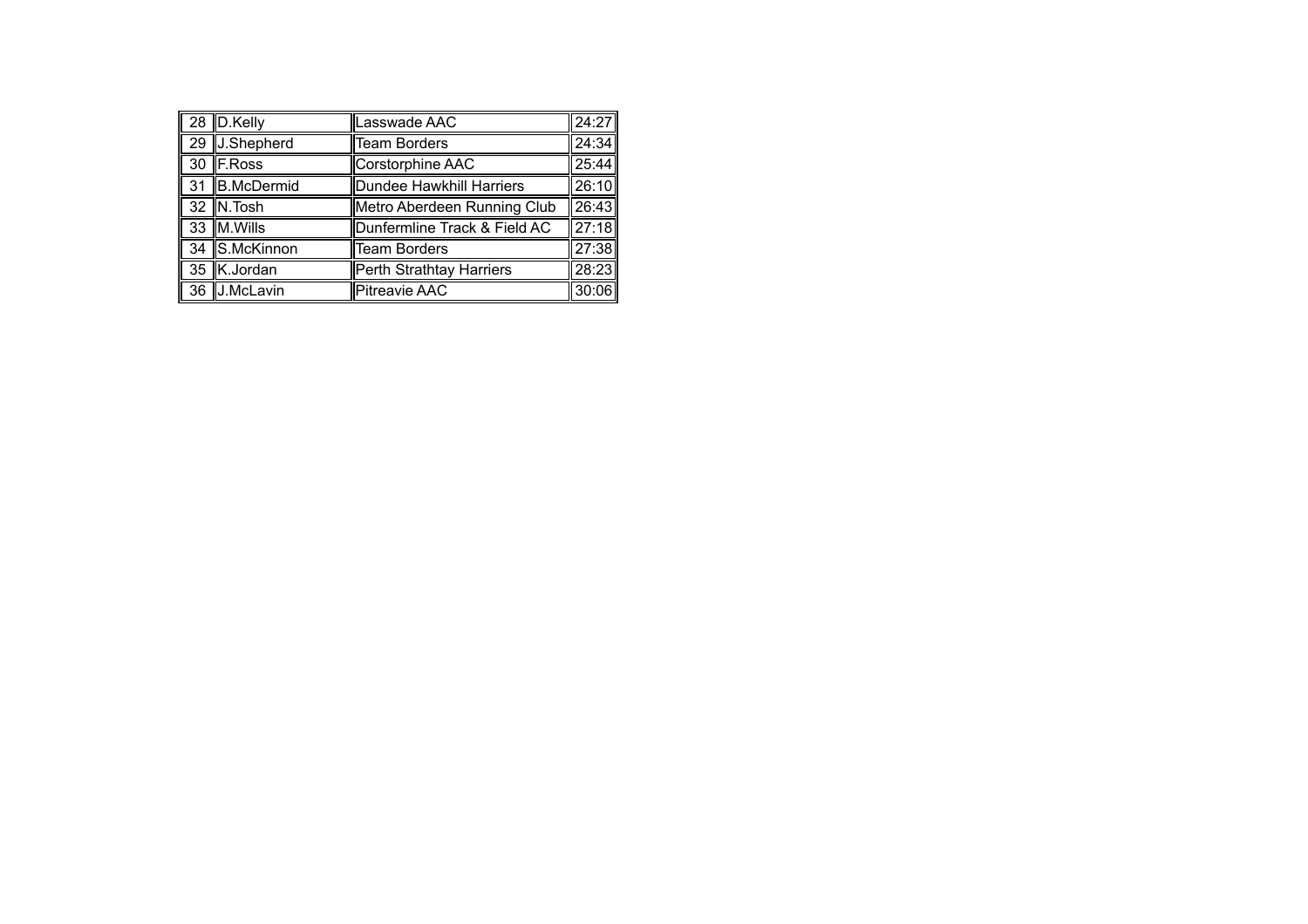| | | | |
|---|---|---|---|
| 28 | D.Kelly | Lasswade AAC | 24:27 |
| 29 | J.Shepherd | Team Borders | 24:34 |
| 30 | F.Ross | Corstorphine AAC | 25:44 |
| 31 | B.McDermid | Dundee Hawkhill Harriers | 26:10 |
| 32 | N.Tosh | Metro Aberdeen Running Club | 26:43 |
| 33 | M.Wills | Dunfermline Track & Field AC | 27:18 |
| 34 | S.McKinnon | Team Borders | 27:38 |
| 35 | K.Jordan | Perth Strathtay Harriers | 28:23 |
| 36 | J.McLavin | Pitreavie AAC | 30:06 |